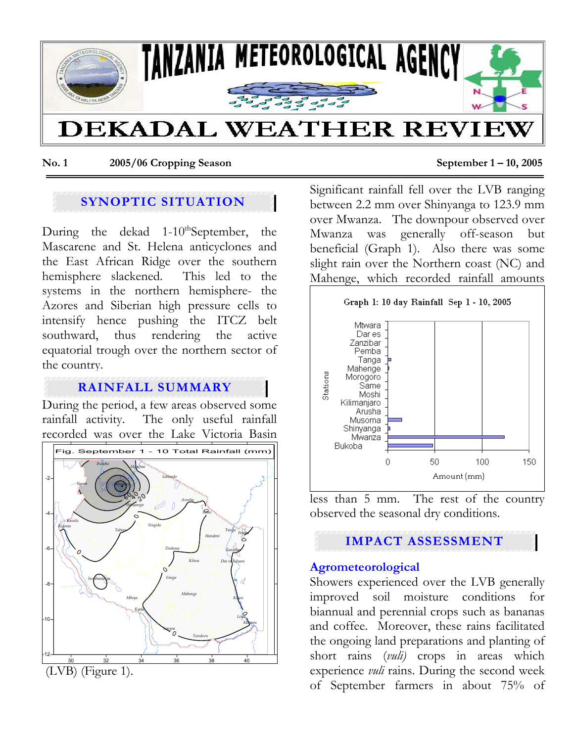# TANZANIA METEOROLOGICAL AGENCY

# DEKADAL WEATHER REVIEW

**No. 1 2005/06 Cropping Season September 1 – 10, 2005**

## SYNOPTIC SITUATION

During the dekad 1-10th September, the Mascarene and St. Helena anticyclones and the East African Ridge over the southern hemisphere slackened. This led to the systems in the northern hemisphere- the Azores and Siberian high pressure cells to intensify hence pushing the ITCZ belt southward, thus rendering the active equatorial trough over the northern sector of the country.

## RAINFALL SUMMARY

During the period, a few areas observed some rainfall activity. The only useful rainfall recorded was over the Lake Victoria Basin (LVB) (Figure 1).

Fig. September 1 - 10 Total Rainfall (mm)

Significant rainfall fell over the LVB ranging between 2.2 mm over Shinyanga to 123.9 mm over Mwanza. The downpour observed over Mwanza was generally off-season but beneficial (Graph 1). Also there was some slight rain over the Northern coast (NC) and Mahenge, which recorded rainfall amounts less than 5 mm. The rest of the country observed the seasonal dry conditions.

Graph 1: 10 day Rainfall Sep 1 - 10, 2005

## IMPACT ASSESSMENT

### Agrometeorological

Showers experienced over the LVB generally improved soil moisture conditions for biannual and perennial crops such as bananas and coffee. Moreover, these rains facilitated the ongoing land preparations and planting of short rains *(vuli)* crops in areas which experience *vuli* rains. During the second week of September farmers in about 75% of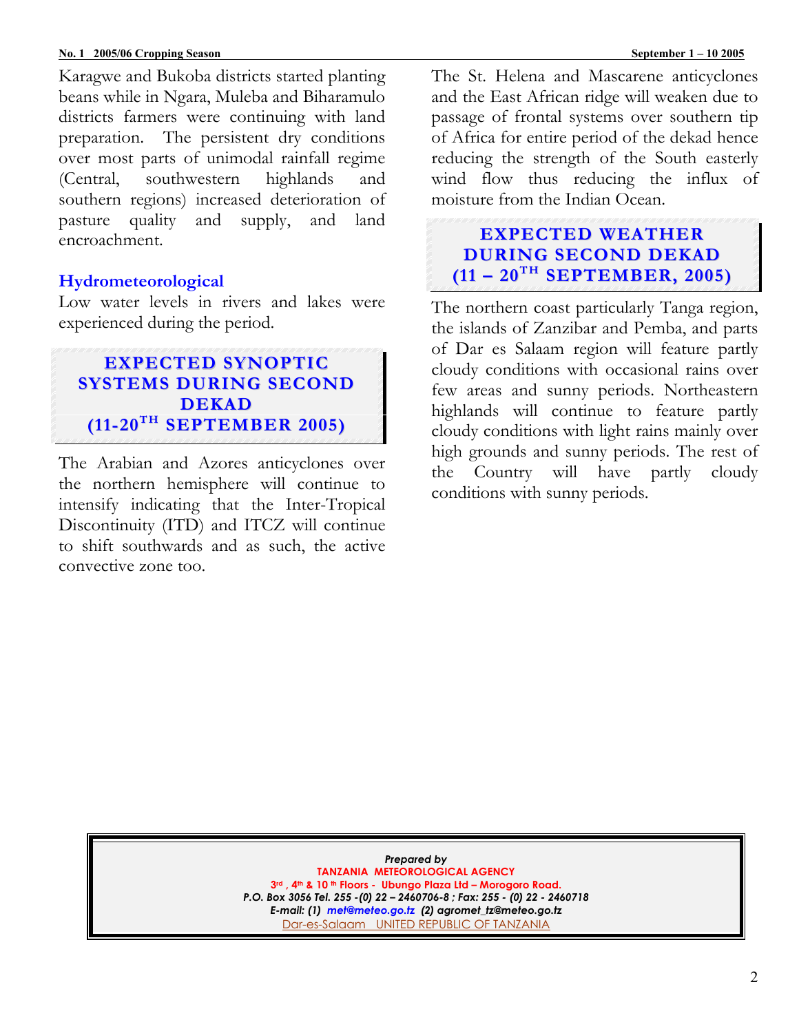Karagwe and Bukoba districts started planting beans while in Ngara, Muleba and Biharamulo districts farmers were continuing with land preparation. The persistent dry conditions over most parts of unimodal rainfall regime (Central, southwestern highlands and southern regions) increased deterioration of pasture quality and supply, and land encroachment.

### Hydrometeorological

Low water levels in rivers and lakes were experienced during the period.

## EXPECTED SYNOPTIC SYSTEMS DURING SECOND DEKAD (11-20TH SEPTEMBER 2005)

The Arabian and Azores anticyclones over the northern hemisphere will continue to intensify indicating that the Inter-Tropical Discontinuity (ITD) and ITCZ will continue to shift southwards and as such, the active convective zone too.

The St. Helena and Mascarene anticyclones and the East African ridge will weaken due to passage of frontal systems over southern tip of Africa for entire period of the dekad hence reducing the strength of the South easterly wind flow thus reducing the influx of moisture from the Indian Ocean.

## EXPECTED WEATHER DURING SECOND DEKAD (11 – 20TH SEPTEMBER, 2005)

The northern coast particularly Tanga region, the islands of Zanzibar and Pemba, and parts of Dar es Salaam region will feature partly cloudy conditions with occasional rains over few areas and sunny periods. Northeastern highlands will continue to feature partly cloudy conditions with light rains mainly over high grounds and sunny periods. The rest of the Country will have partly cloudy conditions with sunny periods.

*Prepared by*
**TANZANIA METEOROLOGICAL AGENCY**
**3rd , 4th & 10th Floors - Ubungo Plaza Ltd – Morogoro Road.**
***P.O. Box 3056 Tel. 255 -(0) 22 – 2460706-8 ; Fax: 255 - (0) 22 - 2460718***
***E-mail: (1) met@meteo.go.tz (2) agromet_tz@meteo.go.tz***
Dar-es-Salaam UNITED REPUBLIC OF TANZANIA